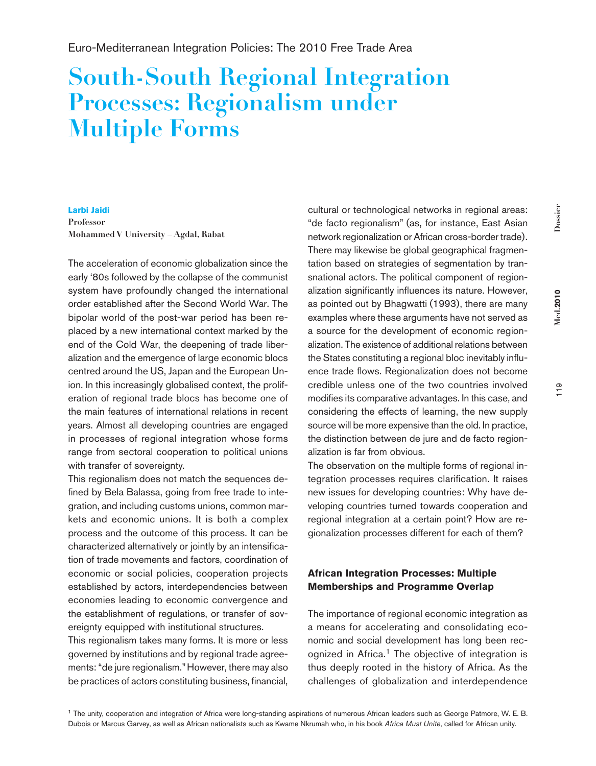Euro-Mediterranean Integration Policies: The 2010 Free Trade Area

# South-South Regional Integration Processes: Regionalism under Multiple Forms

**Larbi Jaidi**
Professor
Mohammed V University – Agdal, Rabat

The acceleration of economic globalization since the early '80s followed by the collapse of the communist system have profoundly changed the international order established after the Second World War. The bipolar world of the post-war period has been replaced by a new international context marked by the end of the Cold War, the deepening of trade liberalization and the emergence of large economic blocs centred around the US, Japan and the European Union. In this increasingly globalised context, the proliferation of regional trade blocs has become one of the main features of international relations in recent years. Almost all developing countries are engaged in processes of regional integration whose forms range from sectoral cooperation to political unions with transfer of sovereignty.

This regionalism does not match the sequences defined by Bela Balassa, going from free trade to integration, and including customs unions, common markets and economic unions. It is both a complex process and the outcome of this process. It can be characterized alternatively or jointly by an intensification of trade movements and factors, coordination of economic or social policies, cooperation projects established by actors, interdependencies between economies leading to economic convergence and the establishment of regulations, or transfer of sovereignty equipped with institutional structures.

This regionalism takes many forms. It is more or less governed by institutions and by regional trade agreements: "de jure regionalism." However, there may also be practices of actors constituting business, financial, cultural or technological networks in regional areas: "de facto regionalism" (as, for instance, East Asian network regionalization or African cross-border trade). There may likewise be global geographical fragmentation based on strategies of segmentation by transnational actors. The political component of regionalization significantly influences its nature. However, as pointed out by Bhagwatti (1993), there are many examples where these arguments have not served as a source for the development of economic regionalization. The existence of additional relations between the States constituting a regional bloc inevitably influence trade flows. Regionalization does not become credible unless one of the two countries involved modifies its comparative advantages. In this case, and considering the effects of learning, the new supply source will be more expensive than the old. In practice, the distinction between de jure and de facto regionalization is far from obvious.

The observation on the multiple forms of regional integration processes requires clarification. It raises new issues for developing countries: Why have developing countries turned towards cooperation and regional integration at a certain point? How are regionalization processes different for each of them?

## African Integration Processes: Multiple Memberships and Programme Overlap

The importance of regional economic integration as a means for accelerating and consolidating economic and social development has long been recognized in Africa.[1] The objective of integration is thus deeply rooted in the history of Africa. As the challenges of globalization and interdependence

[1] The unity, cooperation and integration of Africa were long-standing aspirations of numerous African leaders such as George Patmore, W. E. B. Dubois or Marcus Garvey, as well as African nationalists such as Kwame Nkrumah who, in his book *Africa Must Unite*, called for African unity.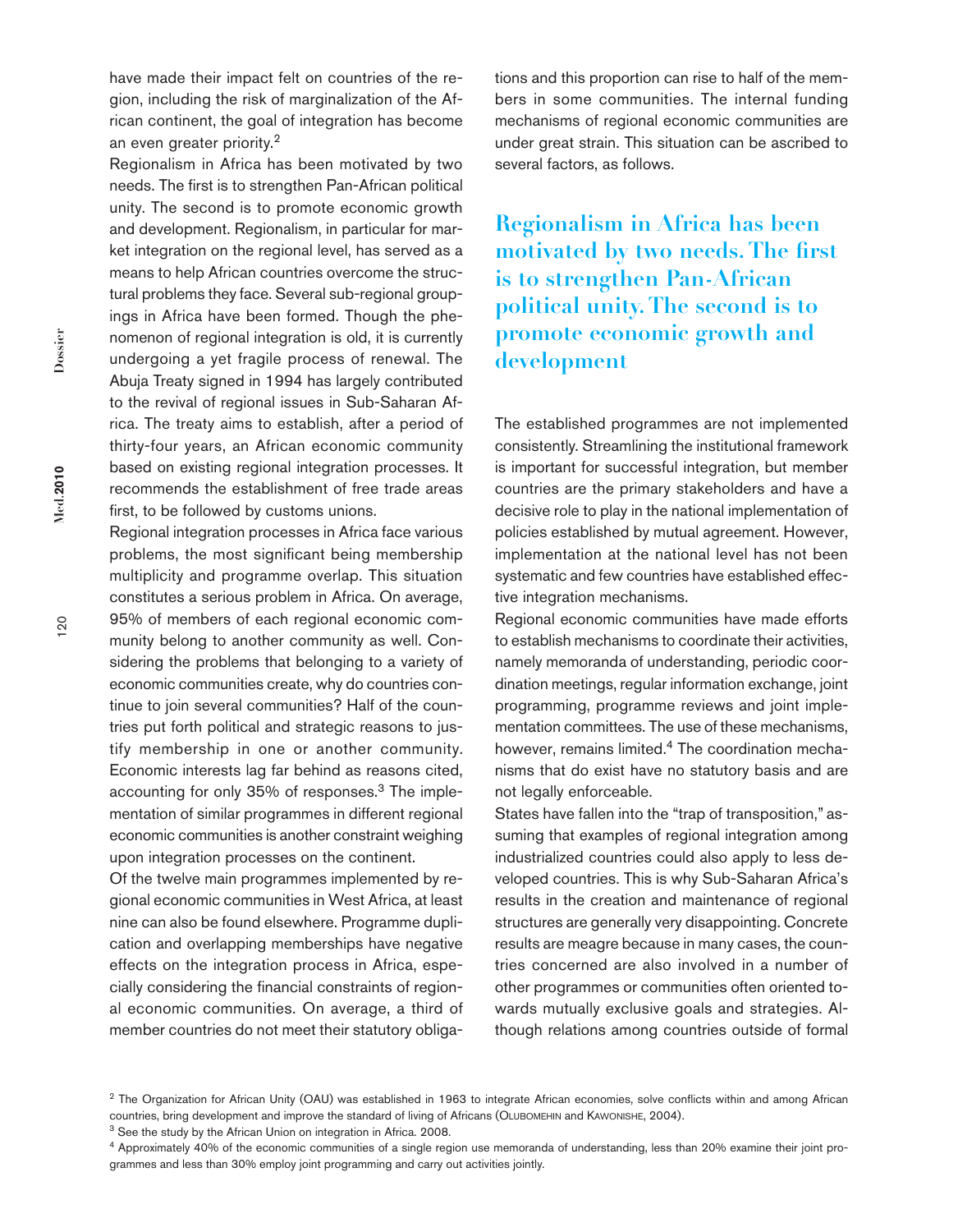have made their impact felt on countries of the region, including the risk of marginalization of the African continent, the goal of integration has become an even greater priority.[2]

Regionalism in Africa has been motivated by two needs. The first is to strengthen Pan-African political unity. The second is to promote economic growth and development. Regionalism, in particular for market integration on the regional level, has served as a means to help African countries overcome the structural problems they face. Several sub-regional groupings in Africa have been formed. Though the phenomenon of regional integration is old, it is currently undergoing a yet fragile process of renewal. The Abuja Treaty signed in 1994 has largely contributed to the revival of regional issues in Sub-Saharan Africa. The treaty aims to establish, after a period of thirty-four years, an African economic community based on existing regional integration processes. It recommends the establishment of free trade areas first, to be followed by customs unions.

Regional integration processes in Africa face various problems, the most significant being membership multiplicity and programme overlap. This situation constitutes a serious problem in Africa. On average, 95% of members of each regional economic community belong to another community as well. Considering the problems that belonging to a variety of economic communities create, why do countries continue to join several communities? Half of the countries put forth political and strategic reasons to justify membership in one or another community. Economic interests lag far behind as reasons cited, accounting for only 35% of responses.[3] The implementation of similar programmes in different regional economic communities is another constraint weighing upon integration processes on the continent.

Of the twelve main programmes implemented by regional economic communities in West Africa, at least nine can also be found elsewhere. Programme duplication and overlapping memberships have negative effects on the integration process in Africa, especially considering the financial constraints of regional economic communities. On average, a third of member countries do not meet their statutory obligations and this proportion can rise to half of the members in some communities. The internal funding mechanisms of regional economic communities are under great strain. This situation can be ascribed to several factors, as follows.

**Regionalism in Africa has been motivated by two needs. The first is to strengthen Pan-African political unity. The second is to promote economic growth and development**

The established programmes are not implemented consistently. Streamlining the institutional framework is important for successful integration, but member countries are the primary stakeholders and have a decisive role to play in the national implementation of policies established by mutual agreement. However, implementation at the national level has not been systematic and few countries have established effective integration mechanisms.

Regional economic communities have made efforts to establish mechanisms to coordinate their activities, namely memoranda of understanding, periodic coordination meetings, regular information exchange, joint programming, programme reviews and joint implementation committees. The use of these mechanisms, however, remains limited.[4] The coordination mechanisms that do exist have no statutory basis and are not legally enforceable.

States have fallen into the "trap of transposition," assuming that examples of regional integration among industrialized countries could also apply to less developed countries. This is why Sub-Saharan Africa's results in the creation and maintenance of regional structures are generally very disappointing. Concrete results are meagre because in many cases, the countries concerned are also involved in a number of other programmes or communities often oriented towards mutually exclusive goals and strategies. Although relations among countries outside of formal

---

[2] The Organization for African Unity (OAU) was established in 1963 to integrate African economies, solve conflicts within and among African countries, bring development and improve the standard of living of Africans (Olubomehin and Kawonishe, 2004).

[3] See the study by the African Union on integration in Africa. 2008.

[4] Approximately 40% of the economic communities of a single region use memoranda of understanding, less than 20% examine their joint programmes and less than 30% employ joint programming and carry out activities jointly.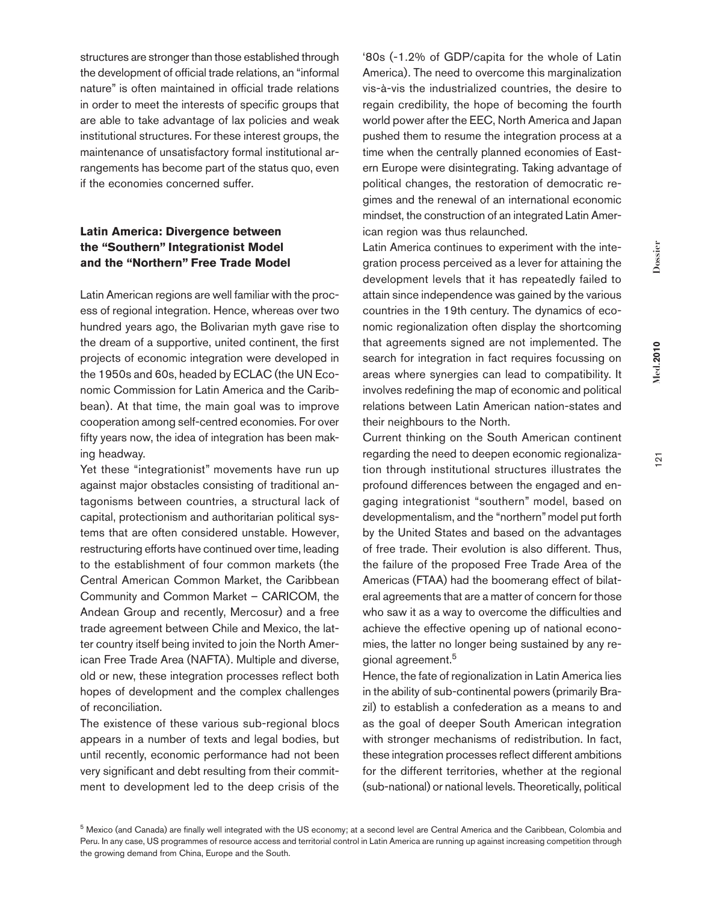structures are stronger than those established through the development of official trade relations, an "informal nature" is often maintained in official trade relations in order to meet the interests of specific groups that are able to take advantage of lax policies and weak institutional structures. For these interest groups, the maintenance of unsatisfactory formal institutional arrangements has become part of the status quo, even if the economies concerned suffer.

## Latin America: Divergence between the "Southern" Integrationist Model and the "Northern" Free Trade Model

Latin American regions are well familiar with the process of regional integration. Hence, whereas over two hundred years ago, the Bolivarian myth gave rise to the dream of a supportive, united continent, the first projects of economic integration were developed in the 1950s and 60s, headed by ECLAC (the UN Economic Commission for Latin America and the Caribbean). At that time, the main goal was to improve cooperation among self-centred economies. For over fifty years now, the idea of integration has been making headway.

Yet these "integrationist" movements have run up against major obstacles consisting of traditional antagonisms between countries, a structural lack of capital, protectionism and authoritarian political systems that are often considered unstable. However, restructuring efforts have continued over time, leading to the establishment of four common markets (the Central American Common Market, the Caribbean Community and Common Market – CARICOM, the Andean Group and recently, Mercosur) and a free trade agreement between Chile and Mexico, the latter country itself being invited to join the North American Free Trade Area (NAFTA). Multiple and diverse, old or new, these integration processes reflect both hopes of development and the complex challenges of reconciliation.

The existence of these various sub-regional blocs appears in a number of texts and legal bodies, but until recently, economic performance had not been very significant and debt resulting from their commitment to development led to the deep crisis of the '80s (-1.2% of GDP/capita for the whole of Latin America). The need to overcome this marginalization vis-à-vis the industrialized countries, the desire to regain credibility, the hope of becoming the fourth world power after the EEC, North America and Japan pushed them to resume the integration process at a time when the centrally planned economies of Eastern Europe were disintegrating. Taking advantage of political changes, the restoration of democratic regimes and the renewal of an international economic mindset, the construction of an integrated Latin American region was thus relaunched.

Latin America continues to experiment with the integration process perceived as a lever for attaining the development levels that it has repeatedly failed to attain since independence was gained by the various countries in the 19th century. The dynamics of economic regionalization often display the shortcoming that agreements signed are not implemented. The search for integration in fact requires focussing on areas where synergies can lead to compatibility. It involves redefining the map of economic and political relations between Latin American nation-states and their neighbours to the North.

Current thinking on the South American continent regarding the need to deepen economic regionalization through institutional structures illustrates the profound differences between the engaged and engaging integrationist "southern" model, based on developmentalism, and the "northern" model put forth by the United States and based on the advantages of free trade. Their evolution is also different. Thus, the failure of the proposed Free Trade Area of the Americas (FTAA) had the boomerang effect of bilateral agreements that are a matter of concern for those who saw it as a way to overcome the difficulties and achieve the effective opening up of national economies, the latter no longer being sustained by any regional agreement.[5]

Hence, the fate of regionalization in Latin America lies in the ability of sub-continental powers (primarily Brazil) to establish a confederation as a means to and as the goal of deeper South American integration with stronger mechanisms of redistribution. In fact, these integration processes reflect different ambitions for the different territories, whether at the regional (sub-national) or national levels. Theoretically, political

[5] Mexico (and Canada) are finally well integrated with the US economy; at a second level are Central America and the Caribbean, Colombia and Peru. In any case, US programmes of resource access and territorial control in Latin America are running up against increasing competition through the growing demand from China, Europe and the South.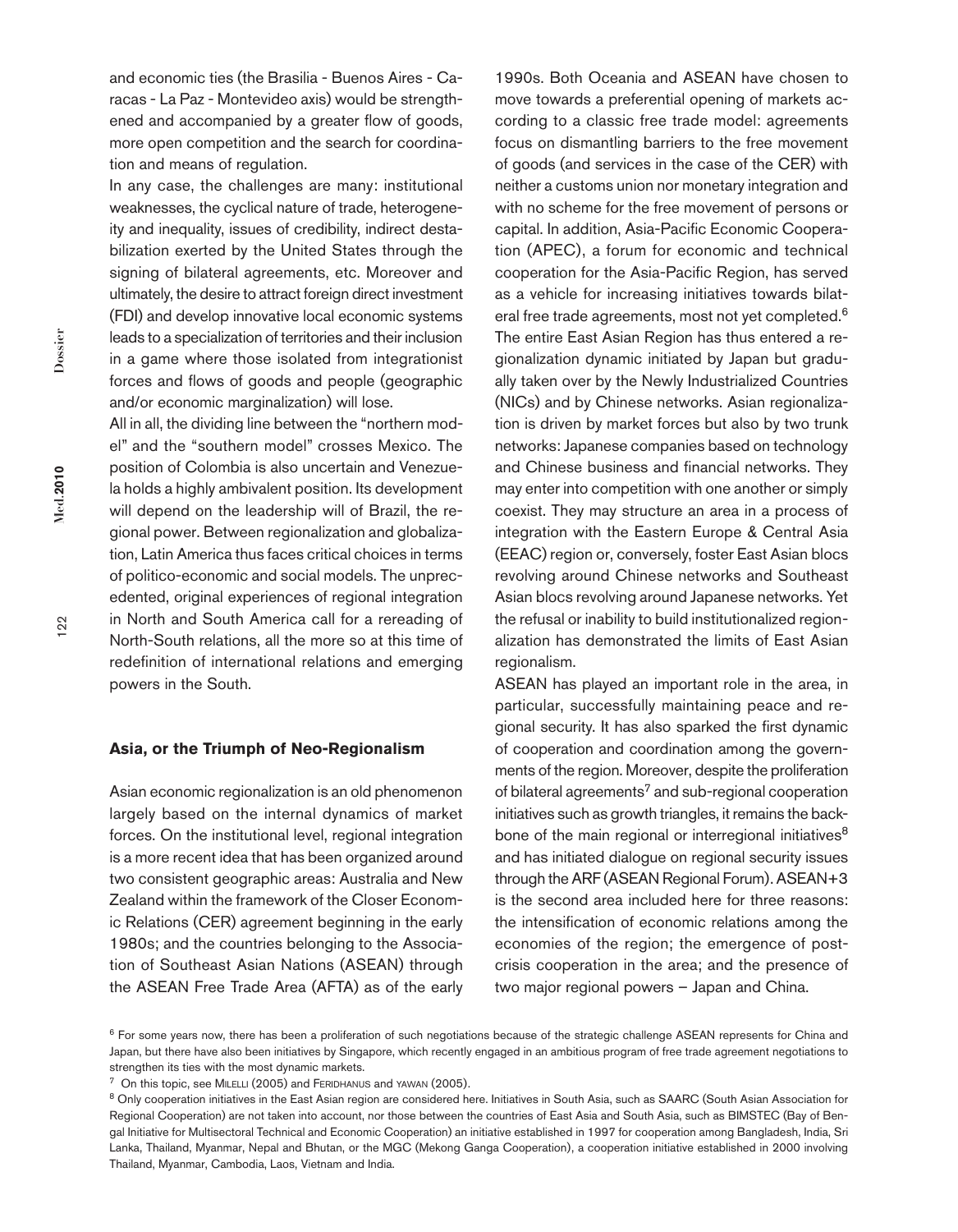and economic ties (the Brasilia - Buenos Aires - Caracas - La Paz - Montevideo axis) would be strengthened and accompanied by a greater flow of goods, more open competition and the search for coordination and means of regulation.

In any case, the challenges are many: institutional weaknesses, the cyclical nature of trade, heterogeneity and inequality, issues of credibility, indirect destabilization exerted by the United States through the signing of bilateral agreements, etc. Moreover and ultimately, the desire to attract foreign direct investment (FDI) and develop innovative local economic systems leads to a specialization of territories and their inclusion in a game where those isolated from integrationist forces and flows of goods and people (geographic and/or economic marginalization) will lose.

All in all, the dividing line between the "northern model" and the "southern model" crosses Mexico. The position of Colombia is also uncertain and Venezuela holds a highly ambivalent position. Its development will depend on the leadership will of Brazil, the regional power. Between regionalization and globalization, Latin America thus faces critical choices in terms of politico-economic and social models. The unprecedented, original experiences of regional integration in North and South America call for a rereading of North-South relations, all the more so at this time of redefinition of international relations and emerging powers in the South.

### Asia, or the Triumph of Neo-Regionalism

Asian economic regionalization is an old phenomenon largely based on the internal dynamics of market forces. On the institutional level, regional integration is a more recent idea that has been organized around two consistent geographic areas: Australia and New Zealand within the framework of the Closer Economic Relations (CER) agreement beginning in the early 1980s; and the countries belonging to the Association of Southeast Asian Nations (ASEAN) through the ASEAN Free Trade Area (AFTA) as of the early 1990s. Both Oceania and ASEAN have chosen to move towards a preferential opening of markets according to a classic free trade model: agreements focus on dismantling barriers to the free movement of goods (and services in the case of the CER) with neither a customs union nor monetary integration and with no scheme for the free movement of persons or capital. In addition, Asia-Pacific Economic Cooperation (APEC), a forum for economic and technical cooperation for the Asia-Pacific Region, has served as a vehicle for increasing initiatives towards bilateral free trade agreements, most not yet completed.[6]

The entire East Asian Region has thus entered a regionalization dynamic initiated by Japan but gradually taken over by the Newly Industrialized Countries (NICs) and by Chinese networks. Asian regionalization is driven by market forces but also by two trunk networks: Japanese companies based on technology and Chinese business and financial networks. They may enter into competition with one another or simply coexist. They may structure an area in a process of integration with the Eastern Europe & Central Asia (EEAC) region or, conversely, foster East Asian blocs revolving around Chinese networks and Southeast Asian blocs revolving around Japanese networks. Yet the refusal or inability to build institutionalized regionalization has demonstrated the limits of East Asian regionalism.

ASEAN has played an important role in the area, in particular, successfully maintaining peace and regional security. It has also sparked the first dynamic of cooperation and coordination among the governments of the region. Moreover, despite the proliferation of bilateral agreements[7] and sub-regional cooperation initiatives such as growth triangles, it remains the backbone of the main regional or interregional initiatives[8] and has initiated dialogue on regional security issues through the ARF (ASEAN Regional Forum). ASEAN+3 is the second area included here for three reasons: the intensification of economic relations among the economies of the region; the emergence of post-crisis cooperation in the area; and the presence of two major regional powers – Japan and China.

---

[6] For some years now, there has been a proliferation of such negotiations because of the strategic challenge ASEAN represents for China and Japan, but there have also been initiatives by Singapore, which recently engaged in an ambitious program of free trade agreement negotiations to strengthen its ties with the most dynamic markets.

[7] On this topic, see Milelli (2005) and Feridhanus and Yawan (2005).

[8] Only cooperation initiatives in the East Asian region are considered here. Initiatives in South Asia, such as SAARC (South Asian Association for Regional Cooperation) are not taken into account, nor those between the countries of East Asia and South Asia, such as BIMSTEC (Bay of Bengal Initiative for Multisectoral Technical and Economic Cooperation) an initiative established in 1997 for cooperation among Bangladesh, India, Sri Lanka, Thailand, Myanmar, Nepal and Bhutan, or the MGC (Mekong Ganga Cooperation), a cooperation initiative established in 2000 involving Thailand, Myanmar, Cambodia, Laos, Vietnam and India.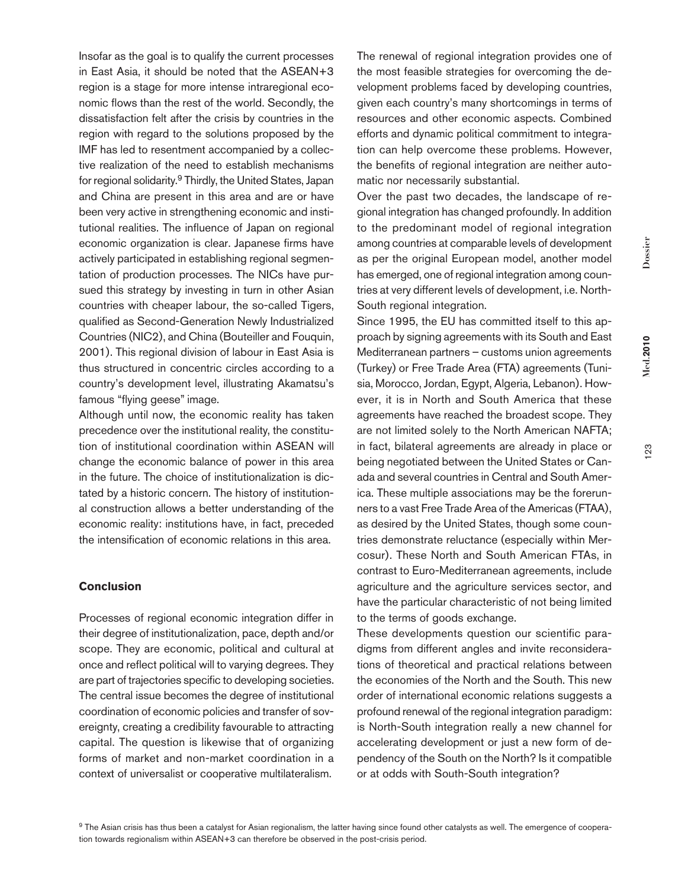Insofar as the goal is to qualify the current processes in East Asia, it should be noted that the ASEAN+3 region is a stage for more intense intraregional economic flows than the rest of the world. Secondly, the dissatisfaction felt after the crisis by countries in the region with regard to the solutions proposed by the IMF has led to resentment accompanied by a collective realization of the need to establish mechanisms for regional solidarity.[9] Thirdly, the United States, Japan and China are present in this area and are or have been very active in strengthening economic and institutional realities. The influence of Japan on regional economic organization is clear. Japanese firms have actively participated in establishing regional segmentation of production processes. The NICs have pursued this strategy by investing in turn in other Asian countries with cheaper labour, the so-called Tigers, qualified as Second-Generation Newly Industrialized Countries (NIC2), and China (Bouteiller and Fouquin, 2001). This regional division of labour in East Asia is thus structured in concentric circles according to a country's development level, illustrating Akamatsu's famous "flying geese" image.

Although until now, the economic reality has taken precedence over the institutional reality, the constitution of institutional coordination within ASEAN will change the economic balance of power in this area in the future. The choice of institutionalization is dictated by a historic concern. The history of institutional construction allows a better understanding of the economic reality: institutions have, in fact, preceded the intensification of economic relations in this area.

## Conclusion

Processes of regional economic integration differ in their degree of institutionalization, pace, depth and/or scope. They are economic, political and cultural at once and reflect political will to varying degrees. They are part of trajectories specific to developing societies. The central issue becomes the degree of institutional coordination of economic policies and transfer of sovereignty, creating a credibility favourable to attracting capital. The question is likewise that of organizing forms of market and non-market coordination in a context of universalist or cooperative multilateralism.

The renewal of regional integration provides one of the most feasible strategies for overcoming the development problems faced by developing countries, given each country's many shortcomings in terms of resources and other economic aspects. Combined efforts and dynamic political commitment to integration can help overcome these problems. However, the benefits of regional integration are neither automatic nor necessarily substantial.

Over the past two decades, the landscape of regional integration has changed profoundly. In addition to the predominant model of regional integration among countries at comparable levels of development as per the original European model, another model has emerged, one of regional integration among countries at very different levels of development, i.e. North-South regional integration.

Since 1995, the EU has committed itself to this approach by signing agreements with its South and East Mediterranean partners – customs union agreements (Turkey) or Free Trade Area (FTA) agreements (Tunisia, Morocco, Jordan, Egypt, Algeria, Lebanon). However, it is in North and South America that these agreements have reached the broadest scope. They are not limited solely to the North American NAFTA; in fact, bilateral agreements are already in place or being negotiated between the United States or Canada and several countries in Central and South America. These multiple associations may be the forerunners to a vast Free Trade Area of the Americas (FTAA), as desired by the United States, though some countries demonstrate reluctance (especially within Mercosur). These North and South American FTAs, in contrast to Euro-Mediterranean agreements, include agriculture and the agriculture services sector, and have the particular characteristic of not being limited to the terms of goods exchange.

These developments question our scientific paradigms from different angles and invite reconsiderations of theoretical and practical relations between the economies of the North and the South. This new order of international economic relations suggests a profound renewal of the regional integration paradigm: is North-South integration really a new channel for accelerating development or just a new form of dependency of the South on the North? Is it compatible or at odds with South-South integration?

[9] The Asian crisis has thus been a catalyst for Asian regionalism, the latter having since found other catalysts as well. The emergence of cooperation towards regionalism within ASEAN+3 can therefore be observed in the post-crisis period.